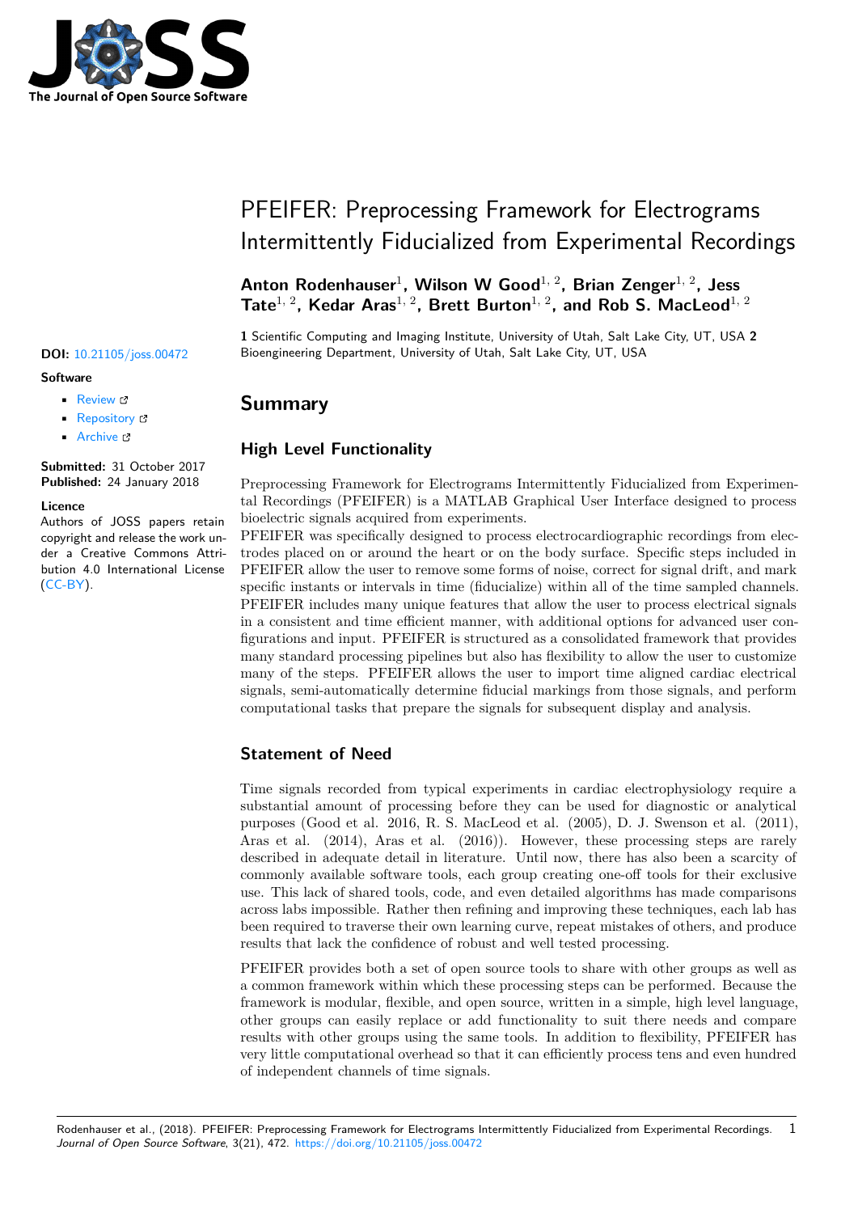# PFEIFER: Preprocessing Framework for Electrograms Intermittently Fiducialized from Experimental Recordings

**Anton Rodenhauser**[1], **Wilson W Good**[1, 2], **Brian Zenger**[1, 2], **Jess Tate**[1, 2], **Kedar Aras**[1, 2], **Brett Burton**[1, 2], **and Rob S. MacLeod**[1, 2]

**1** Scientific Computing and Imaging Institute, University of Utah, Salt Lake City, UT, USA **2** Bioengineering Department, University of Utah, Salt Lake City, UT, USA

**DOI:** 10.21105/joss.00472

**Software**

- Review
- Repository
- Archive

**Submitted:** 31 October 2017
**Published:** 24 January 2018

**Licence**
Authors of JOSS papers retain copyright and release the work under a Creative Commons Attribution 4.0 International License (CC-BY).

## Summary

### High Level Functionality

Preprocessing Framework for Electrograms Intermittently Fiducialized from Experimental Recordings (PFEIFER) is a MATLAB Graphical User Interface designed to process bioelectric signals acquired from experiments.
PFEIFER was specifically designed to process electrocardiographic recordings from electrodes placed on or around the heart or on the body surface. Specific steps included in PFEIFER allow the user to remove some forms of noise, correct for signal drift, and mark specific instants or intervals in time (fiducialize) within all of the time sampled channels. PFEIFER includes many unique features that allow the user to process electrical signals in a consistent and time efficient manner, with additional options for advanced user configurations and input. PFEIFER is structured as a consolidated framework that provides many standard processing pipelines but also has flexibility to allow the user to customize many of the steps. PFEIFER allows the user to import time aligned cardiac electrical signals, semi-automatically determine fiducial markings from those signals, and perform computational tasks that prepare the signals for subsequent display and analysis.

### Statement of Need

Time signals recorded from typical experiments in cardiac electrophysiology require a substantial amount of processing before they can be used for diagnostic or analytical purposes (Good et al. 2016, R. S. MacLeod et al. (2005), D. J. Swenson et al. (2011), Aras et al. (2014), Aras et al. (2016)). However, these processing steps are rarely described in adequate detail in literature. Until now, there has also been a scarcity of commonly available software tools, each group creating one-off tools for their exclusive use. This lack of shared tools, code, and even detailed algorithms has made comparisons across labs impossible. Rather then refining and improving these techniques, each lab has been required to traverse their own learning curve, repeat mistakes of others, and produce results that lack the confidence of robust and well tested processing.

PFEIFER provides both a set of open source tools to share with other groups as well as a common framework within which these processing steps can be performed. Because the framework is modular, flexible, and open source, written in a simple, high level language, other groups can easily replace or add functionality to suit there needs and compare results with other groups using the same tools. In addition to flexibility, PFEIFER has very little computational overhead so that it can efficiently process tens and even hundred of independent channels of time signals.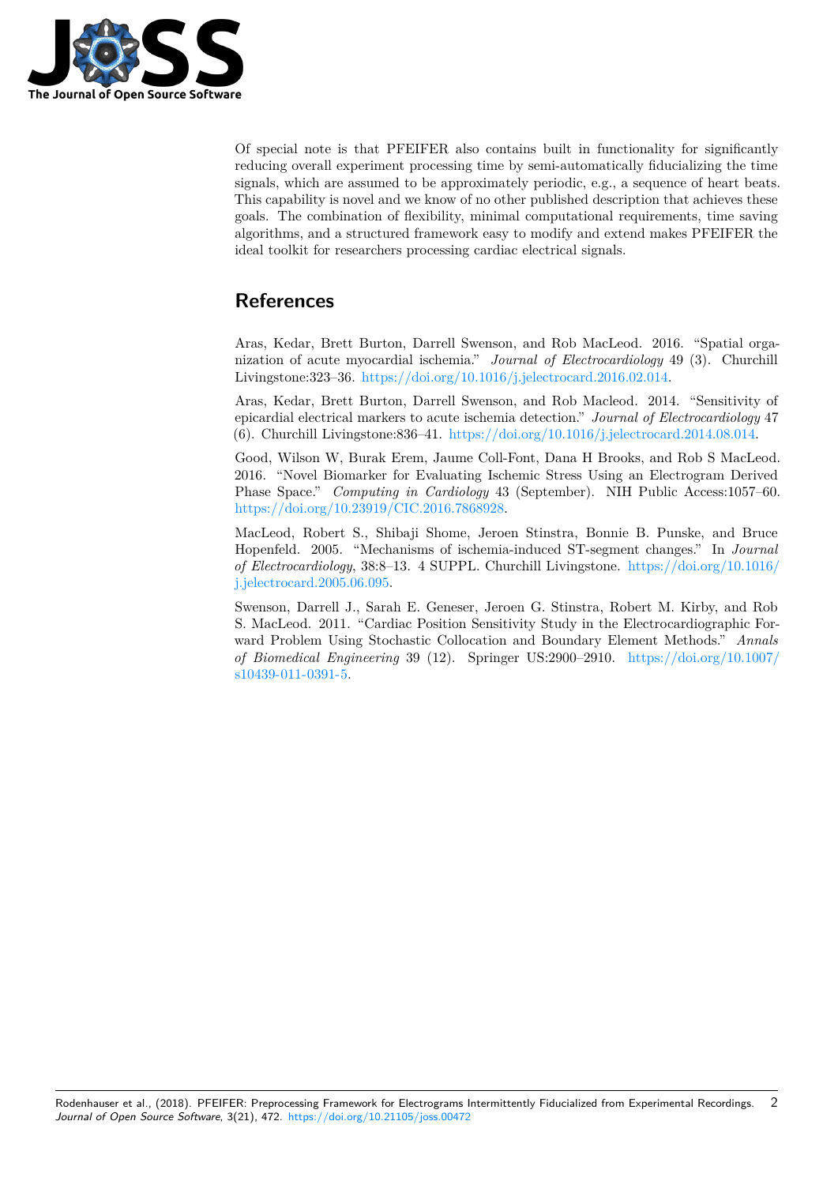Of special note is that PFEIFER also contains built in functionality for significantly reducing overall experiment processing time by semi-automatically fiducializing the time signals, which are assumed to be approximately periodic, e.g., a sequence of heart beats. This capability is novel and we know of no other published description that achieves these goals. The combination of flexibility, minimal computational requirements, time saving algorithms, and a structured framework easy to modify and extend makes PFEIFER the ideal toolkit for researchers processing cardiac electrical signals.

## References

Aras, Kedar, Brett Burton, Darrell Swenson, and Rob MacLeod. 2016. "Spatial organization of acute myocardial ischemia." *Journal of Electrocardiology* 49 (3). Churchill Livingstone:323–36. https://doi.org/10.1016/j.jelectrocard.2016.02.014.

Aras, Kedar, Brett Burton, Darrell Swenson, and Rob Macleod. 2014. "Sensitivity of epicardial electrical markers to acute ischemia detection." *Journal of Electrocardiology* 47 (6). Churchill Livingstone:836–41. https://doi.org/10.1016/j.jelectrocard.2014.08.014.

Good, Wilson W, Burak Erem, Jaume Coll-Font, Dana H Brooks, and Rob S MacLeod. 2016. "Novel Biomarker for Evaluating Ischemic Stress Using an Electrogram Derived Phase Space." *Computing in Cardiology* 43 (September). NIH Public Access:1057–60. https://doi.org/10.23919/CIC.2016.7868928.

MacLeod, Robert S., Shibaji Shome, Jeroen Stinstra, Bonnie B. Punske, and Bruce Hopenfeld. 2005. "Mechanisms of ischemia-induced ST-segment changes." In *Journal of Electrocardiology*, 38:8–13. 4 SUPPL. Churchill Livingstone. https://doi.org/10.1016/j.jelectrocard.2005.06.095.

Swenson, Darrell J., Sarah E. Geneser, Jeroen G. Stinstra, Robert M. Kirby, and Rob S. MacLeod. 2011. "Cardiac Position Sensitivity Study in the Electrocardiographic Forward Problem Using Stochastic Collocation and Boundary Element Methods." *Annals of Biomedical Engineering* 39 (12). Springer US:2900–2910. https://doi.org/10.1007/s10439-011-0391-5.